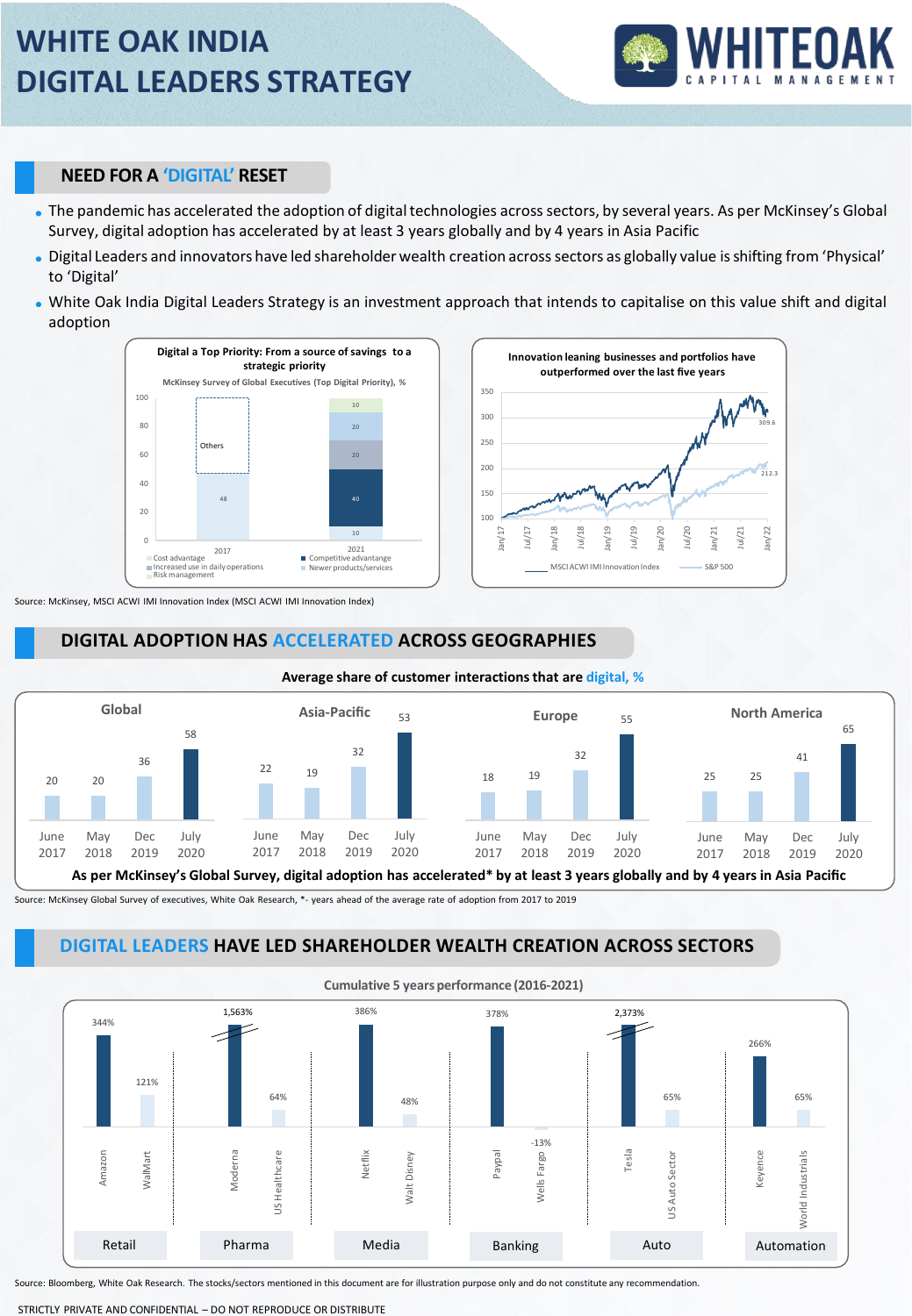# WHITE OAK INDIA DIGITAL LEADERS STRATEGY

WHITEOAK CAPITAL MANAGEMENT

## NEED FOR A 'DIGITAL' RESET

- The pandemic has accelerated the adoption of digital technologies across sectors, by several years. As per McKinsey's Global Survey, digital adoption has accelerated by at least 3 years globally and by 4 years in Asia Pacific
- Digital Leaders and innovators have led shareholder wealth creation across sectors as globally value is shifting from 'Physical' to 'Digital'
- White Oak India Digital Leaders Strategy is an investment approach that intends to capitalise on this value shift and digital adoption

Digital a Top Priority: From a source of savings to a strategic priority

McKinsey Survey of Global Executives (Top Digital Priority), %

100
80
60
40
20
0

2017: Others, 48

2021: 10, 20, 20, 40, 10

Cost advantage
Increased use in daily operations
Risk management
Competitive advantage
Newer products/services

Innovation leaning businesses and portfolios have outperformed over the last five years

350
300
250
200
150
100

Jan/17, Jul/17, Jan/18, Jul/18, Jan/19, Jul/19, Jan/20, Jul/20, Jan/21, Jul/21, Jan/22

309.6
212.3

MSCI ACWI IMI Innovation Index
S&P 500

Source: McKinsey, MSCI ACWI IMI Innovation Index (MSCI ACWI IMI Innovation Index)

## DIGITAL ADOPTION HAS ACCELERATED ACROSS GEOGRAPHIES

Average share of customer interactions that are digital, %

Global: June 2017 20, May 2018 20, Dec 2019 36, July 2020 58

Asia-Pacific: June 2017 22, May 2018 19, Dec 2019 32, July 2020 53

Europe: June 2017 18, May 2018 19, Dec 2019 32, July 2020 55

North America: June 2017 25, May 2018 25, Dec 2019 41, July 2020 65

**As per McKinsey's Global Survey, digital adoption has accelerated* by at least 3 years globally and by 4 years in Asia Pacific**

Source: McKinsey Global Survey of executives, White Oak Research, *- years ahead of the average rate of adoption from 2017 to 2019

## DIGITAL LEADERS HAVE LED SHAREHOLDER WEALTH CREATION ACROSS SECTORS

Cumulative 5 years performance (2016-2021)

Retail: Amazon 344%, WalMart 121%

Pharma: Moderna 1,563%, US Healthcare 64%

Media: Netflix 386%, Walt Disney 48%

Banking: Paypal 378%, Wells Fargo -13%

Auto: Tesla 2,373%, US Auto Sector 65%

Automation: Keyence 266%, World Industrials 65%

Source: Bloomberg, White Oak Research. The stocks/sectors mentioned in this document are for illustration purpose only and do not constitute any recommendation.

STRICTLY PRIVATE AND CONFIDENTIAL – DO NOT REPRODUCE OR DISTRIBUTE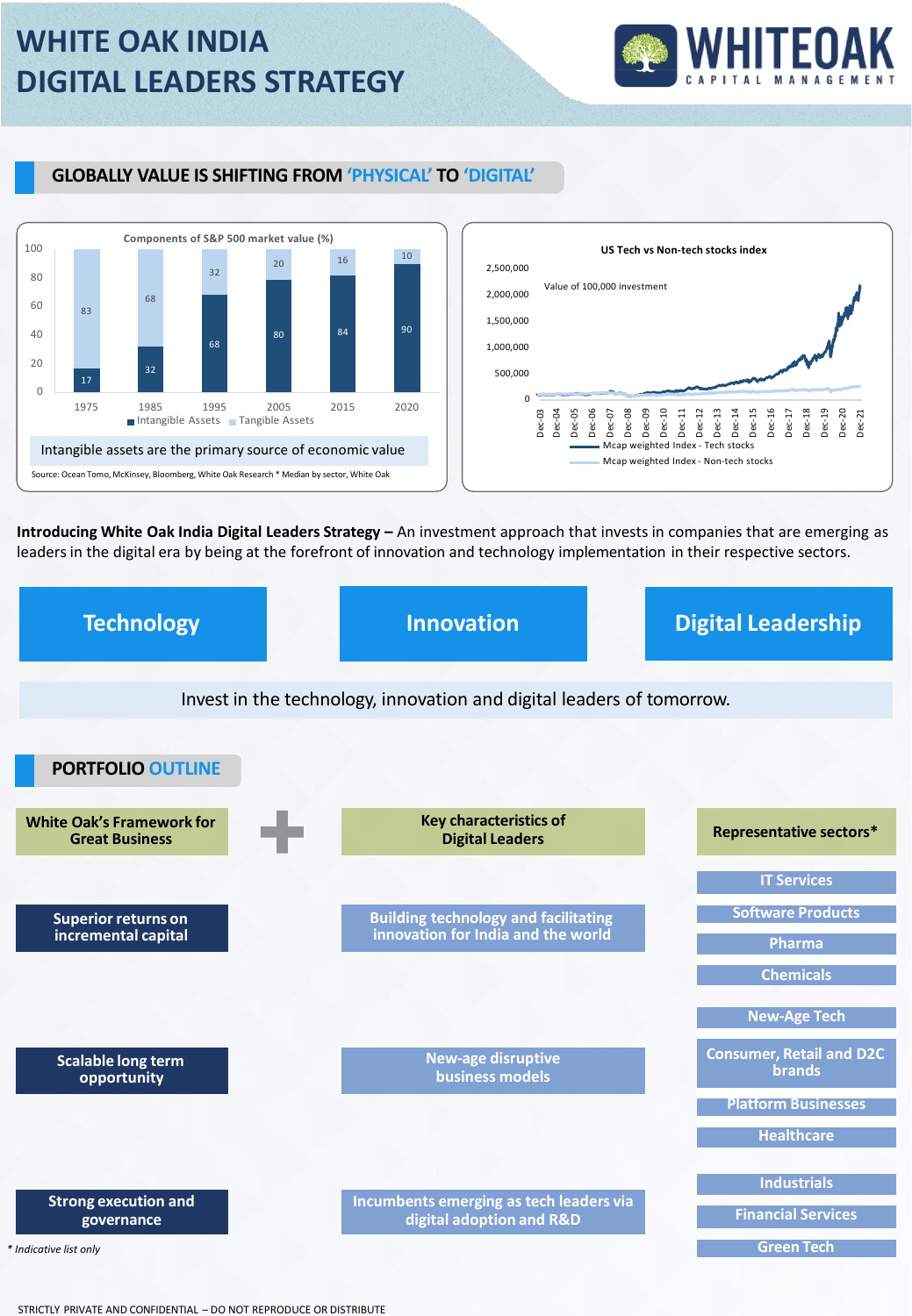# WHITE OAK INDIA DIGITAL LEADERS STRATEGY

WHITEOAK CAPITAL MANAGEMENT

## GLOBALLY VALUE IS SHIFTING FROM 'PHYSICAL' TO 'DIGITAL'

Components of S&P 500 market value (%)

100
80
60
40
20
0

1975: 17, 83
1985: 32, 68
1995: 68, 32
2005: 80, 20
2015: 84, 16
2020: 90, 10

Intangible Assets
Tangible Assets

Intangible assets are the primary source of economic value

Source: Ocean Tomo, McKinsey, Bloomberg, White Oak Research * Median by sector, White Oak

US Tech vs Non-tech stocks index

Value of 100,000 investment

2,500,000
2,000,000
1,500,000
1,000,000
500,000
0

Dec-03 Dec-04 Dec-05 Dec-06 Dec-07 Dec-08 Dec-09 Dec-10 Dec-11 Dec-12 Dec-13 Dec-14 Dec-15 Dec-16 Dec-17 Dec-18 Dec-19 Dec-20 Dec-21

Mcap weighted Index - Tech stocks
Mcap weighted Index - Non-tech stocks

**Introducing White Oak India Digital Leaders Strategy –** An investment approach that invests in companies that are emerging as leaders in the digital era by being at the forefront of innovation and technology implementation in their respective sectors.

**Technology** | **Innovation** | **Digital Leadership**

Invest in the technology, innovation and digital leaders of tomorrow.

## PORTFOLIO OUTLINE

| White Oak's Framework for Great Business | Key characteristics of Digital Leaders | Representative sectors* |
|---|---|---|
| Superior returns on incremental capital | Building technology and facilitating innovation for India and the world | IT Services, Software Products, Pharma, Chemicals |
| Scalable long term opportunity | New-age disruptive business models | New-Age Tech, Consumer, Retail and D2C brands, Platform Businesses, Healthcare |
| Strong execution and governance | Incumbents emerging as tech leaders via digital adoption and R&D | Industrials, Financial Services, Green Tech |

*\* Indicative list only*

STRICTLY PRIVATE AND CONFIDENTIAL – DO NOT REPRODUCE OR DISTRIBUTE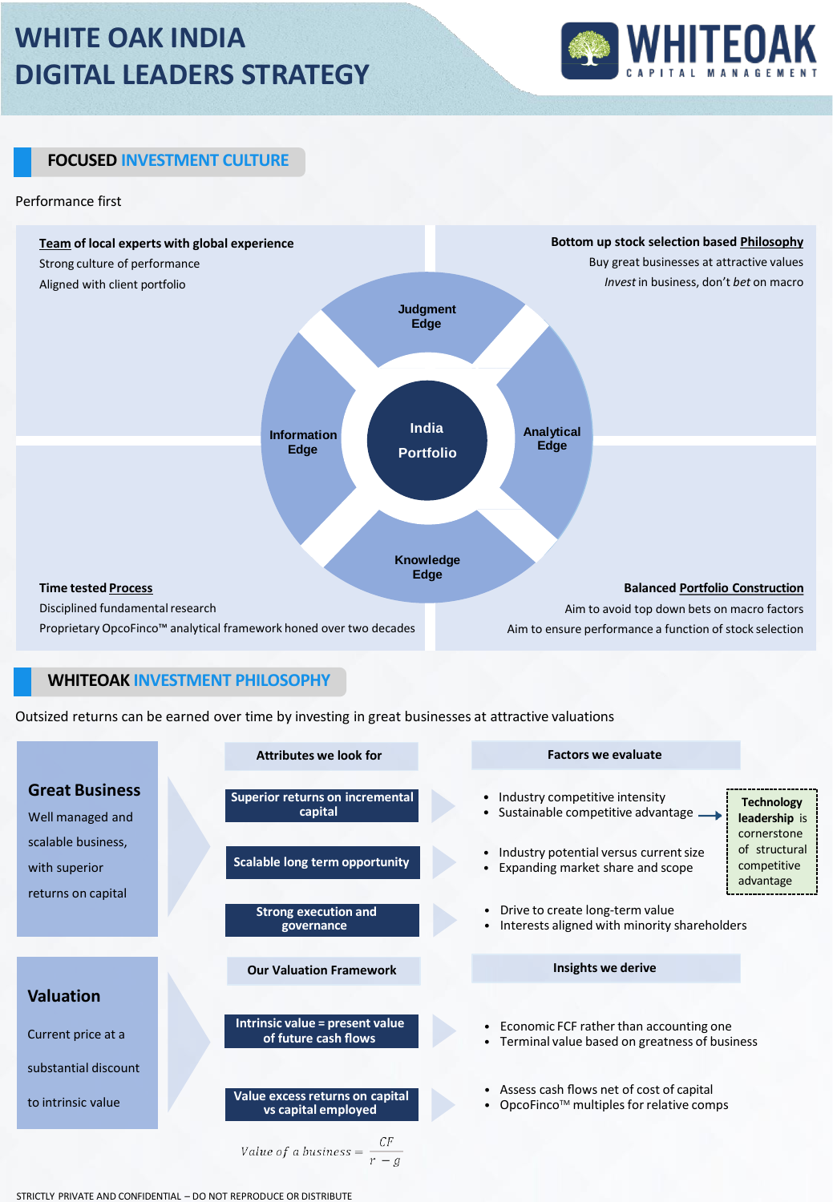# WHITE OAK INDIA DIGITAL LEADERS STRATEGY

WHITEOAK CAPITAL MANAGEMENT

## FOCUSED INVESTMENT CULTURE

Performance first

**Team of local experts with global experience**
Strong culture of performance
Aligned with client portfolio

**Bottom up stock selection based Philosophy**
Buy great businesses at attractive values
*Invest* in business, don't *bet* on macro

Judgment Edge

Information Edge

India Portfolio

Analytical Edge

Knowledge Edge

**Time tested Process**
Disciplined fundamental research
Proprietary OpcoFinco™ analytical framework honed over two decades

**Balanced Portfolio Construction**
Aim to avoid top down bets on macro factors
Aim to ensure performance a function of stock selection

## WHITEOAK INVESTMENT PHILOSOPHY

Outsized returns can be earned over time by investing in great businesses at attractive valuations

### Great Business

Well managed and scalable business, with superior returns on capital

| Attributes we look for | Factors we evaluate |
| --- | --- |
| Superior returns on incremental capital | • Industry competitive intensity<br>• Sustainable competitive advantage → **Technology leadership** is cornerstone of structural competitive advantage |
| Scalable long term opportunity | • Industry potential versus current size<br>• Expanding market share and scope |
| Strong execution and governance | • Drive to create long-term value<br>• Interests aligned with minority shareholders |

### Valuation

Current price at a substantial discount to intrinsic value

| Our Valuation Framework | Insights we derive |
| --- | --- |
| Intrinsic value = present value of future cash flows | • Economic FCF rather than accounting one<br>• Terminal value based on greatness of business |
| Value excess returns on capital vs capital employed | • Assess cash flows net of cost of capital<br>• OpcoFinco™ multiples for relative comps |

$$Value\ of\ a\ business = \frac{CF}{r - g}$$

STRICTLY PRIVATE AND CONFIDENTIAL – DO NOT REPRODUCE OR DISTRIBUTE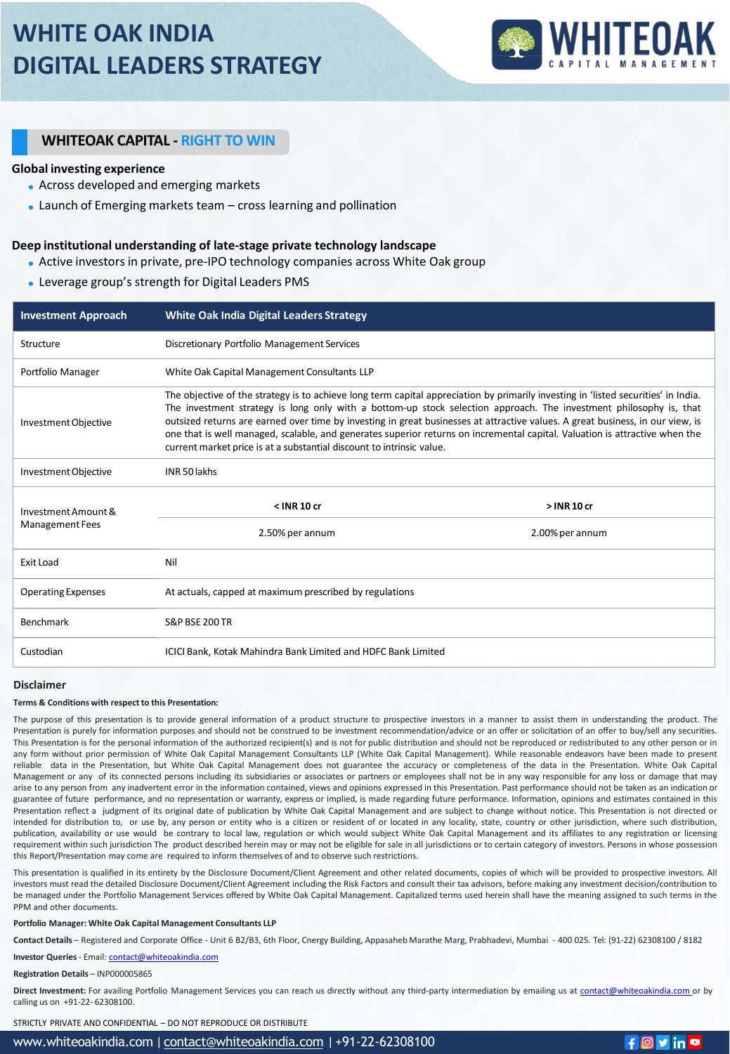# WHITE OAK INDIA DIGITAL LEADERS STRATEGY

## WHITEOAK CAPITAL - RIGHT TO WIN

**Global investing experience**

- Across developed and emerging markets
- Launch of Emerging markets team – cross learning and pollination

**Deep institutional understanding of late-stage private technology landscape**

- Active investors in private, pre-IPO technology companies across White Oak group
- Leverage group's strength for Digital Leaders PMS

| Investment Approach | White Oak India Digital Leaders Strategy | |
|---|---|---|
| Structure | Discretionary Portfolio Management Services | |
| Portfolio Manager | White Oak Capital Management Consultants LLP | |
| Investment Objective | The objective of the strategy is to achieve long term capital appreciation by primarily investing in 'listed securities' in India. The investment strategy is long only with a bottom-up stock selection approach. The investment philosophy is, that outsized returns are earned over time by investing in great businesses at attractive values. A great business, in our view, is one that is well managed, scalable, and generates superior returns on incremental capital. Valuation is attractive when the current market price is at a substantial discount to intrinsic value. | |
| Investment Objective | INR 50 lakhs | |
| Investment Amount & Management Fees | **< INR 10 cr** | **> INR 10 cr** |
| | 2.50% per annum | 2.00% per annum |
| Exit Load | Nil | |
| Operating Expenses | At actuals, capped at maximum prescribed by regulations | |
| Benchmark | S&P BSE 200 TR | |
| Custodian | ICICI Bank, Kotak Mahindra Bank Limited and HDFC Bank Limited | |

### Disclaimer

**Terms & Conditions with respect to this Presentation:**

The purpose of this presentation is to provide general information of a product structure to prospective investors in a manner to assist them in understanding the product. The Presentation is purely for information purposes and should not be construed to be investment recommendation/advice or an offer or solicitation of an offer to buy/sell any securities. This Presentation is for the personal information of the authorized recipient(s) and is not for public distribution and should not be reproduced or redistributed to any other person or in any form without prior permission of White Oak Capital Management Consultants LLP (White Oak Capital Management). While reasonable endeavors have been made to present reliable data in the Presentation, but White Oak Capital Management does not guarantee the accuracy or completeness of the data in the Presentation. White Oak Capital Management or any of its connected persons including its subsidiaries or associates or partners or employees shall not be in any way responsible for any loss or damage that may arise to any person from any inadvertent error in the information contained, views and opinions expressed in this Presentation. Past performance should not be taken as an indication or guarantee of future performance, and no representation or warranty, express or implied, is made regarding future performance. Information, opinions and estimates contained in this Presentation reflect a judgment of its original date of publication by White Oak Capital Management and are subject to change without notice. This Presentation is not directed or intended for distribution to, or use by, any person or entity who is a citizen or resident of or located in any locality, state, country or other jurisdiction, where such distribution, publication, availability or use would be contrary to local law, regulation or which would subject White Oak Capital Management and its affiliates to any registration or licensing requirement within such jurisdiction The product described herein may or may not be eligible for sale in all jurisdictions or to certain category of investors. Persons in whose possession this Report/Presentation may come are required to inform themselves of and to observe such restrictions.

This presentation is qualified in its entirety by the Disclosure Document/Client Agreement and other related documents, copies of which will be provided to prospective investors. All investors must read the detailed Disclosure Document/Client Agreement including the Risk Factors and consult their tax advisors, before making any investment decision/contribution to be managed under the Portfolio Management Services offered by White Oak Capital Management. Capitalized terms used herein shall have the meaning assigned to such terms in the PPM and other documents.

**Portfolio Manager: White Oak Capital Management Consultants LLP**

**Contact Details** – Registered and Corporate Office - Unit 6 B2/B3, 6th Floor, Cnergy Building, Appasaheb Marathe Marg, Prabhadevi, Mumbai - 400 025. Tel: (91-22) 62308100 / 8182

**Investor Queries** - Email: contact@whiteoakindia.com

**Registration Details** – INP000005865

**Direct Investment:** For availing Portfolio Management Services you can reach us directly without any third-party intermediation by emailing us at contact@whiteoakindia.com or by calling us on +91-22- 62308100.

STRICTLY PRIVATE AND CONFIDENTIAL – DO NOT REPRODUCE OR DISTRIBUTE

www.whiteoakindia.com | contact@whiteoakindia.com | +91-22-62308100